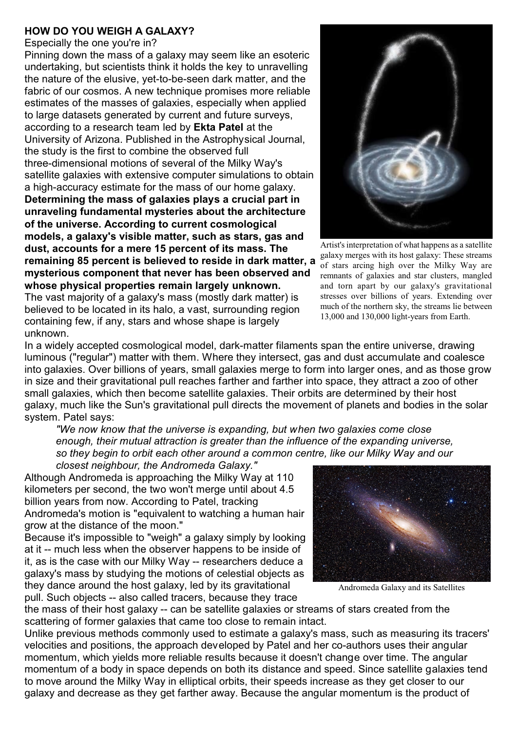**HOW DO YOU WEIGH A GALAXY?**

Especially the one you're in?

Pinning down the mass of a galaxy may seem like an esoteric undertaking, but scientists think it holds the key to unravelling the nature of the elusive, yet-to-be-seen dark matter, and the fabric of our cosmos. A new technique promises more reliable estimates of the masses of galaxies, especially when applied to large datasets generated by current and future surveys, according to a research team led by **Ekta Patel** at the University of Arizona. Published in the Astrophysical Journal, the study is the first to combine the observed full three-dimensional motions of several of the Milky Way's satellite galaxies with extensive computer simulations to obtain a high-accuracy estimate for the mass of our home galaxy.

**Determining the mass of galaxies plays a crucial part in unraveling fundamental mysteries about the architecture of the universe. According to current cosmological models, a galaxy's visible matter, such as stars, gas and dust, accounts for a mere 15 percent of its mass. The remaining 85 percent is believed to reside in dark matter, a mysterious component that never has been observed and whose physical properties remain largely unknown.**

The vast majority of a galaxy's mass (mostly dark matter) is believed to be located in its halo, a vast, surrounding region containing few, if any, stars and whose shape is largely unknown.

Artist's interpretation of what happens as a satellite galaxy merges with its host galaxy: These streams of stars arcing high over the Milky Way are remnants of galaxies and star clusters, mangled and torn apart by our galaxy's gravitational stresses over billions of years. Extending over much of the northern sky, the streams lie between 13,000 and 130,000 light-years from Earth.

In a widely accepted cosmological model, dark-matter filaments span the entire universe, drawing luminous ("regular") matter with them. Where they intersect, gas and dust accumulate and coalesce into galaxies. Over billions of years, small galaxies merge to form into larger ones, and as those grow in size and their gravitational pull reaches farther and farther into space, they attract a zoo of other small galaxies, which then become satellite galaxies. Their orbits are determined by their host galaxy, much like the Sun's gravitational pull directs the movement of planets and bodies in the solar system. Patel says:

> *"We now know that the universe is expanding, but when two galaxies come close enough, their mutual attraction is greater than the influence of the expanding universe, so they begin to orbit each other around a common centre, like our Milky Way and our closest neighbour, the Andromeda Galaxy."*

Although Andromeda is approaching the Milky Way at 110 kilometers per second, the two won't merge until about 4.5 billion years from now. According to Patel, tracking Andromeda's motion is "equivalent to watching a human hair grow at the distance of the moon."

Because it's impossible to "weigh" a galaxy simply by looking at it -- much less when the observer happens to be inside of it, as is the case with our Milky Way -- researchers deduce a galaxy's mass by studying the motions of celestial objects as they dance around the host galaxy, led by its gravitational pull. Such objects -- also called tracers, because they trace the mass of their host galaxy -- can be satellite galaxies or streams of stars created from the scattering of former galaxies that came too close to remain intact.

Andromeda Galaxy and its Satellites

Unlike previous methods commonly used to estimate a galaxy's mass, such as measuring its tracers' velocities and positions, the approach developed by Patel and her co-authors uses their angular momentum, which yields more reliable results because it doesn't change over time. The angular momentum of a body in space depends on both its distance and speed. Since satellite galaxies tend to move around the Milky Way in elliptical orbits, their speeds increase as they get closer to our galaxy and decrease as they get farther away. Because the angular momentum is the product of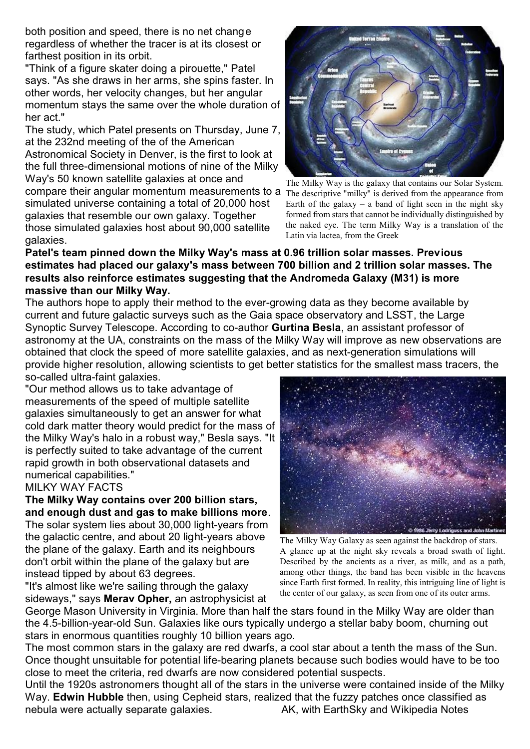both position and speed, there is no net change regardless of whether the tracer is at its closest or farthest position in its orbit.

"Think of a figure skater doing a pirouette," Patel says. "As she draws in her arms, she spins faster. In other words, her velocity changes, but her angular momentum stays the same over the whole duration of her act."

The study, which Patel presents on Thursday, June 7, at the 232nd meeting of the of the American Astronomical Society in Denver, is the first to look at the full three-dimensional motions of nine of the Milky Way's 50 known satellite galaxies at once and compare their angular momentum measurements to a simulated universe containing a total of 20,000 host galaxies that resemble our own galaxy. Together those simulated galaxies host about 90,000 satellite galaxies.

The Milky Way is the galaxy that contains our Solar System. The descriptive "milky" is derived from the appearance from Earth of the galaxy – a band of light seen in the night sky formed from stars that cannot be individually distinguished by the naked eye. The term Milky Way is a translation of the Latin via lactea, from the Greek

**Patel's team pinned down the Milky Way's mass at 0.96 trillion solar masses. Previous estimates had placed our galaxy's mass between 700 billion and 2 trillion solar masses. The results also reinforce estimates suggesting that the Andromeda Galaxy (M31) is more massive than our Milky Way.**

The authors hope to apply their method to the ever-growing data as they become available by current and future galactic surveys such as the Gaia space observatory and LSST, the Large Synoptic Survey Telescope. According to co-author **Gurtina Besla**, an assistant professor of astronomy at the UA, constraints on the mass of the Milky Way will improve as new observations are obtained that clock the speed of more satellite galaxies, and as next-generation simulations will provide higher resolution, allowing scientists to get better statistics for the smallest mass tracers, the so-called ultra-faint galaxies.

"Our method allows us to take advantage of measurements of the speed of multiple satellite galaxies simultaneously to get an answer for what cold dark matter theory would predict for the mass of the Milky Way's halo in a robust way," Besla says. "It is perfectly suited to take advantage of the current rapid growth in both observational datasets and numerical capabilities."

MILKY WAY FACTS

**The Milky Way contains over 200 billion stars, and enough dust and gas to make billions more**. The solar system lies about 30,000 light-years from the galactic centre, and about 20 light-years above the plane of the galaxy. Earth and its neighbours don't orbit within the plane of the galaxy but are instead tipped by about 63 degrees.

"It's almost like we're sailing through the galaxy sideways," says **Merav Opher,** an astrophysicist at George Mason University in Virginia. More than half the stars found in the Milky Way are older than the 4.5-billion-year-old Sun. Galaxies like ours typically undergo a stellar baby boom, churning out stars in enormous quantities roughly 10 billion years ago.

The Milky Way Galaxy as seen against the backdrop of stars. A glance up at the night sky reveals a broad swath of light. Described by the ancients as a river, as milk, and as a path, among other things, the band has been visible in the heavens since Earth first formed. In reality, this intriguing line of light is the center of our galaxy, as seen from one of its outer arms.

The most common stars in the galaxy are red dwarfs, a cool star about a tenth the mass of the Sun. Once thought unsuitable for potential life-bearing planets because such bodies would have to be too close to meet the criteria, red dwarfs are now considered potential suspects.

Until the 1920s astronomers thought all of the stars in the universe were contained inside of the Milky Way. **Edwin Hubble** then, using Cepheid stars, realized that the fuzzy patches once classified as nebula were actually separate galaxies. AK, with EarthSky and Wikipedia Notes